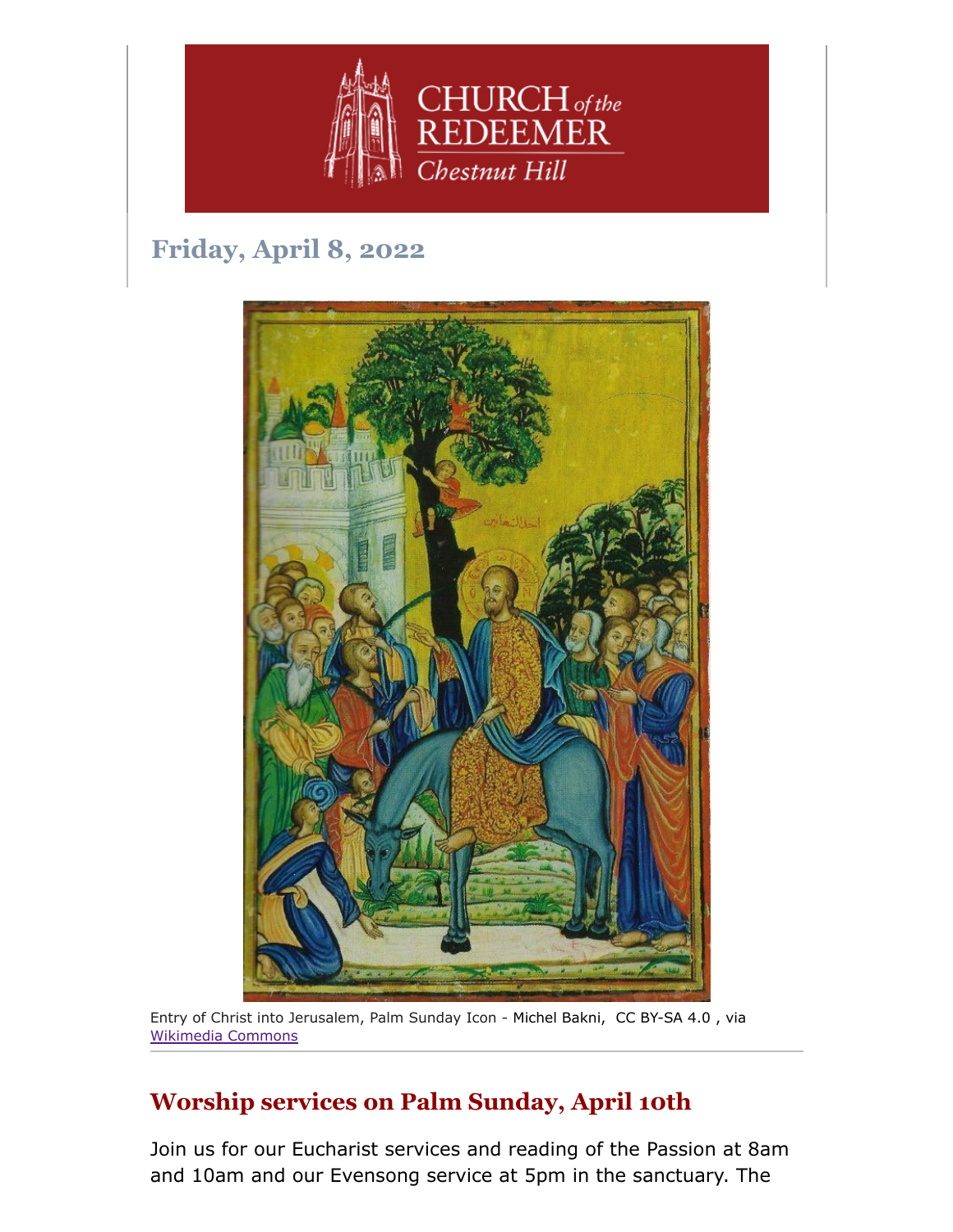CHURCH *of the* REDEEMER
*Chestnut Hill*

## Friday, April 8, 2022

Entry of Christ into Jerusalem, Palm Sunday Icon - Michel Bakni, CC BY-SA 4.0 , via Wikimedia Commons

## Worship services on Palm Sunday, April 10th

Join us for our Eucharist services and reading of the Passion at 8am and 10am and our Evensong service at 5pm in the sanctuary. The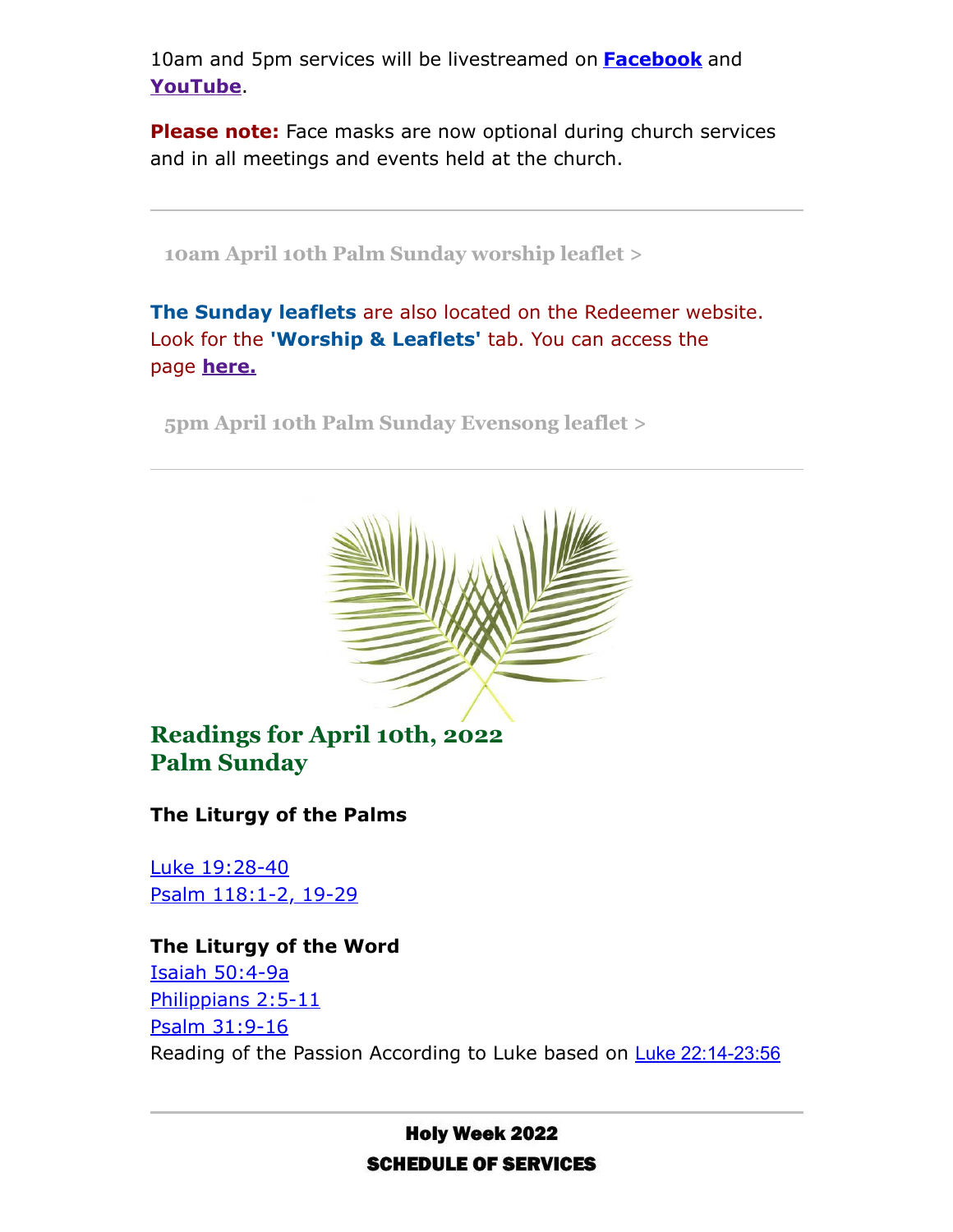10am and 5pm services will be livestreamed on **Facebook** and **YouTube**.

**Please note:** Face masks are now optional during church services and in all meetings and events held at the church.

---

**10am April 10th Palm Sunday worship leaflet >**

**The Sunday leaflets** are also located on the Redeemer website. Look for the **'Worship & Leaflets'** tab. You can access the page **here.**

**5pm April 10th Palm Sunday Evensong leaflet >**

---

## Readings for April 10th, 2022
## Palm Sunday

**The Liturgy of the Palms**

Luke 19:28-40
Psalm 118:1-2, 19-29

**The Liturgy of the Word**
Isaiah 50:4-9a
Philippians 2:5-11
Psalm 31:9-16
Reading of the Passion According to Luke based on Luke 22:14-23:56

---

**Holy Week 2022**
**SCHEDULE OF SERVICES**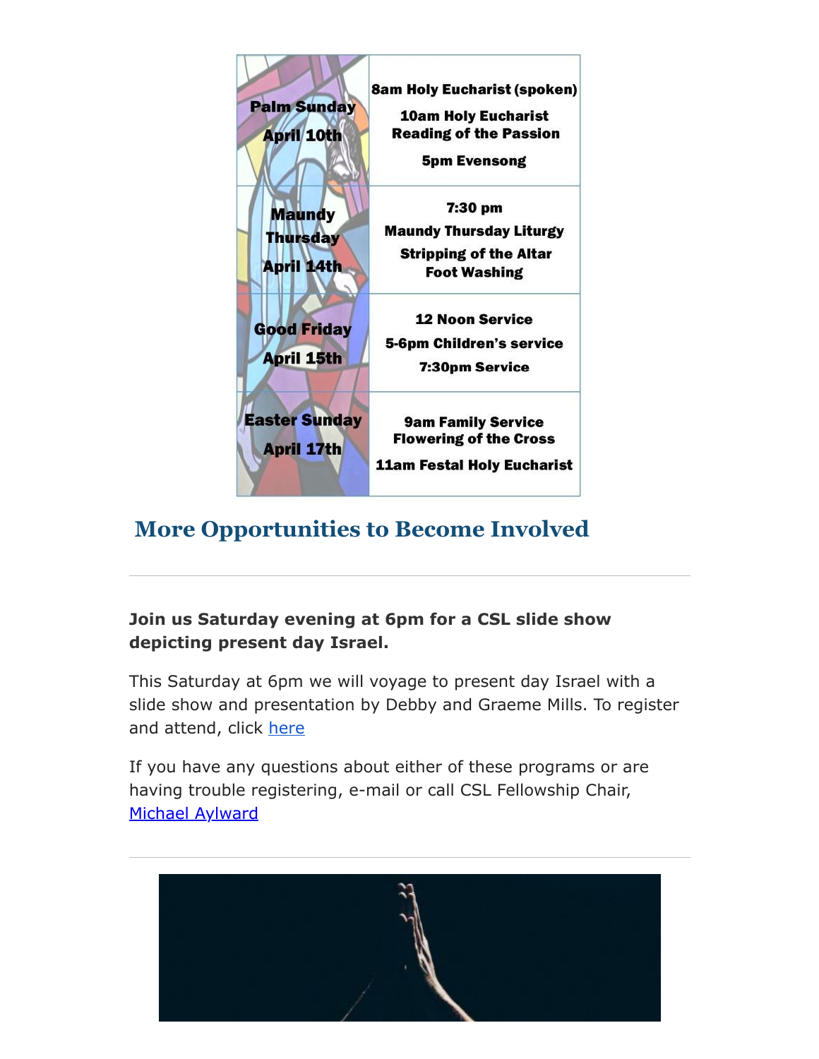| | |
|---|---|
| **Palm Sunday April 10th** | **8am Holy Eucharist (spoken)**<br>**10am Holy Eucharist Reading of the Passion**<br>**5pm Evensong** |
| **Maundy Thursday April 14th** | **7:30 pm**<br>**Maundy Thursday Liturgy**<br>**Stripping of the Altar Foot Washing** |
| **Good Friday April 15th** | **12 Noon Service**<br>**5-6pm Children's service**<br>**7:30pm Service** |
| **Easter Sunday April 17th** | **9am Family Service Flowering of the Cross**<br>**11am Festal Holy Eucharist** |

## More Opportunities to Become Involved

---

**Join us Saturday evening at 6pm for a CSL slide show depicting present day Israel.**

This Saturday at 6pm we will voyage to present day Israel with a slide show and presentation by Debby and Graeme Mills. To register and attend, click [here]

If you have any questions about either of these programs or are having trouble registering, e-mail or call CSL Fellowship Chair, [Michael Aylward]

---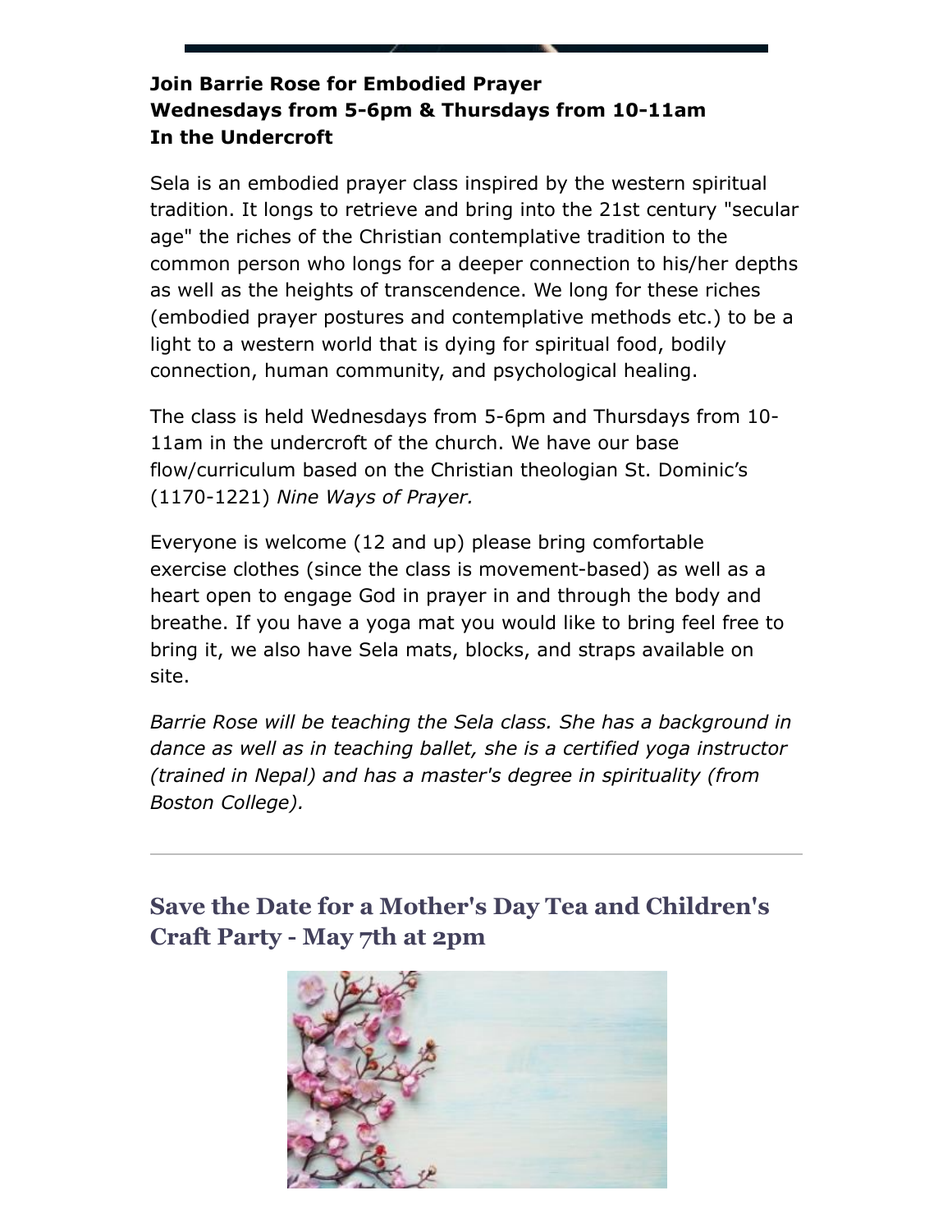**Join Barrie Rose for Embodied Prayer**
**Wednesdays from 5-6pm & Thursdays from 10-11am**
**In the Undercroft**

Sela is an embodied prayer class inspired by the western spiritual tradition. It longs to retrieve and bring into the 21st century "secular age" the riches of the Christian contemplative tradition to the common person who longs for a deeper connection to his/her depths as well as the heights of transcendence. We long for these riches (embodied prayer postures and contemplative methods etc.) to be a light to a western world that is dying for spiritual food, bodily connection, human community, and psychological healing.

The class is held Wednesdays from 5-6pm and Thursdays from 10-11am in the undercroft of the church. We have our base flow/curriculum based on the Christian theologian St. Dominic's (1170-1221) *Nine Ways of Prayer.*

Everyone is welcome (12 and up) please bring comfortable exercise clothes (since the class is movement-based) as well as a heart open to engage God in prayer in and through the body and breathe. If you have a yoga mat you would like to bring feel free to bring it, we also have Sela mats, blocks, and straps available on site.

*Barrie Rose will be teaching the Sela class. She has a background in dance as well as in teaching ballet, she is a certified yoga instructor (trained in Nepal) and has a master's degree in spirituality (from Boston College).*

---

## Save the Date for a Mother's Day Tea and Children's Craft Party - May 7th at 2pm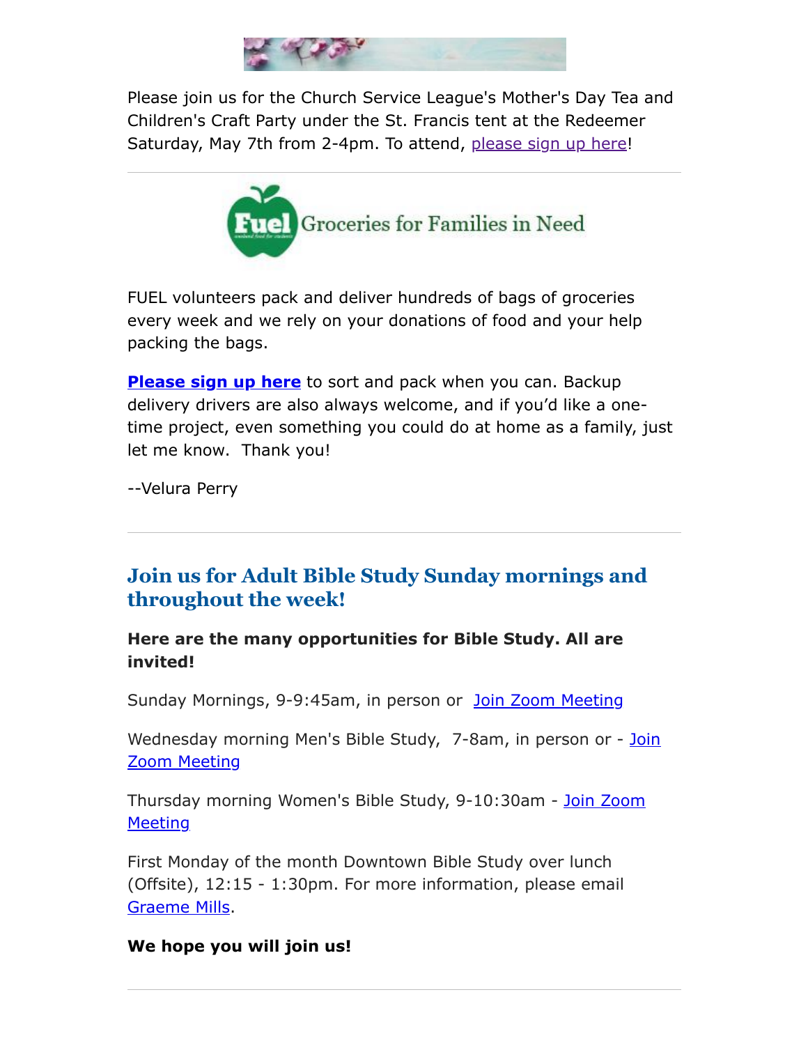Please join us for the Church Service League's Mother's Day Tea and Children's Craft Party under the St. Francis tent at the Redeemer Saturday, May 7th from 2-4pm. To attend, please sign up here!

---

Fuel Groceries for Families in Need

FUEL volunteers pack and deliver hundreds of bags of groceries every week and we rely on your donations of food and your help packing the bags.

**Please sign up here** to sort and pack when you can. Backup delivery drivers are also always welcome, and if you'd like a one-time project, even something you could do at home as a family, just let me know. Thank you!

--Velura Perry

---

## Join us for Adult Bible Study Sunday mornings and throughout the week!

**Here are the many opportunities for Bible Study. All are invited!**

Sunday Mornings, 9-9:45am, in person or Join Zoom Meeting

Wednesday morning Men's Bible Study, 7-8am, in person or - Join Zoom Meeting

Thursday morning Women's Bible Study, 9-10:30am - Join Zoom Meeting

First Monday of the month Downtown Bible Study over lunch (Offsite), 12:15 - 1:30pm. For more information, please email Graeme Mills.

**We hope you will join us!**

---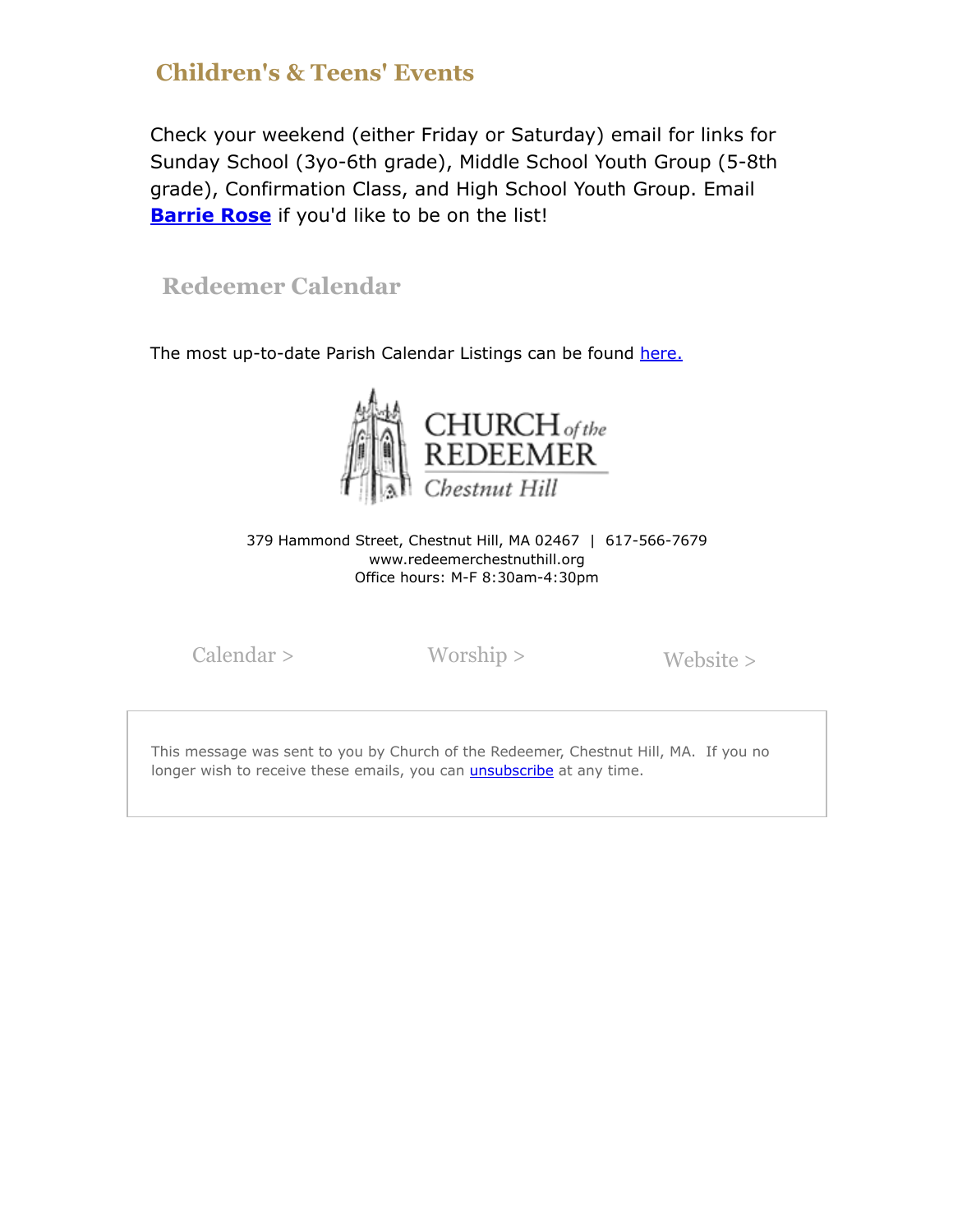## Children's & Teens' Events

Check your weekend (either Friday or Saturday) email for links for Sunday School (3yo-6th grade), Middle School Youth Group (5-8th grade), Confirmation Class, and High School Youth Group. Email **Barrie Rose** if you'd like to be on the list!

## Redeemer Calendar

The most up-to-date Parish Calendar Listings can be found here.

CHURCH of the REDEEMER
Chestnut Hill

379 Hammond Street, Chestnut Hill, MA 02467 | 617-566-7679
www.redeemerchestnuthill.org
Office hours: M-F 8:30am-4:30pm

Calendar > Worship > Website >

This message was sent to you by Church of the Redeemer, Chestnut Hill, MA. If you no longer wish to receive these emails, you can unsubscribe at any time.